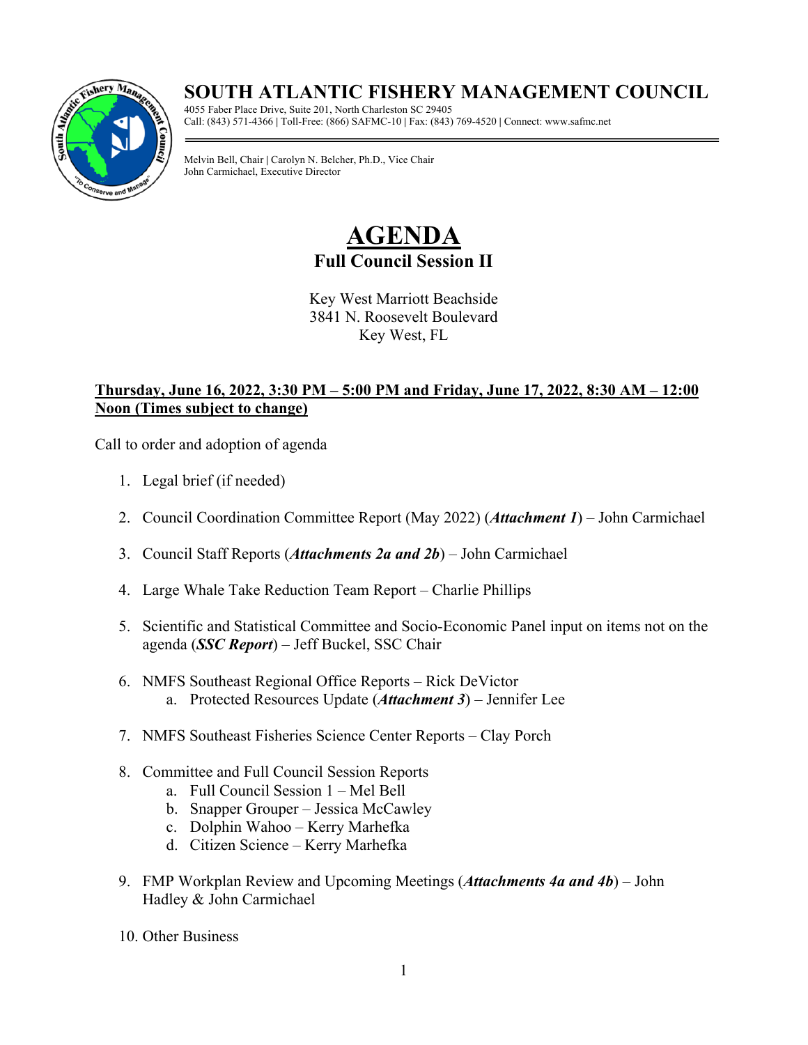# SOUTH ATLANTIC FISHERY MANAGEMENT COUNCIL

4055 Faber Place Drive, Suite 201, North Charleston SC 29405
Call: (843) 571-4366 | Toll-Free: (866) SAFMC-10 | Fax: (843) 769-4520 | Connect: www.safmc.net

Melvin Bell, Chair | Carolyn N. Belcher, Ph.D., Vice Chair
John Carmichael, Executive Director

# AGENDA

## Full Council Session II

Key West Marriott Beachside
3841 N. Roosevelt Boulevard
Key West, FL

**Thursday, June 16, 2022, 3:30 PM – 5:00 PM and Friday, June 17, 2022, 8:30 AM – 12:00 Noon (Times subject to change)**

Call to order and adoption of agenda

1. Legal brief (if needed)
2. Council Coordination Committee Report (May 2022) (***Attachment 1***) – John Carmichael
3. Council Staff Reports (***Attachments 2a and 2b***) – John Carmichael
4. Large Whale Take Reduction Team Report – Charlie Phillips
5. Scientific and Statistical Committee and Socio-Economic Panel input on items not on the agenda (***SSC Report***) – Jeff Buckel, SSC Chair
6. NMFS Southeast Regional Office Reports – Rick DeVictor
   a. Protected Resources Update (***Attachment 3***) – Jennifer Lee
7. NMFS Southeast Fisheries Science Center Reports – Clay Porch
8. Committee and Full Council Session Reports
   a. Full Council Session 1 – Mel Bell
   b. Snapper Grouper – Jessica McCawley
   c. Dolphin Wahoo – Kerry Marhefka
   d. Citizen Science – Kerry Marhefka
9. FMP Workplan Review and Upcoming Meetings (***Attachments 4a and 4b***) – John Hadley & John Carmichael
10. Other Business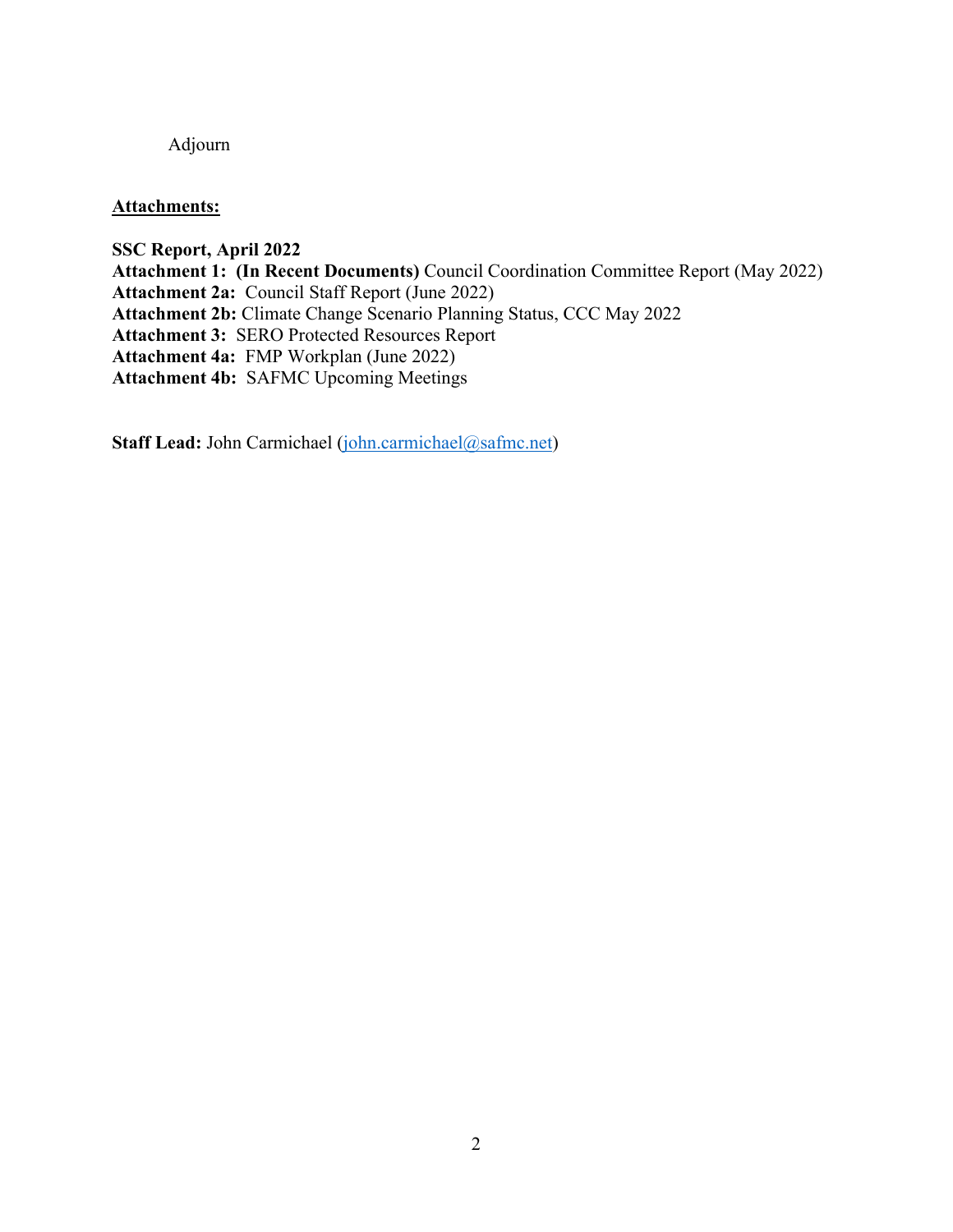Adjourn

**Attachments:**

**SSC Report, April 2022**
**Attachment 1: (In Recent Documents)** Council Coordination Committee Report (May 2022)
**Attachment 2a:** Council Staff Report (June 2022)
**Attachment 2b:** Climate Change Scenario Planning Status, CCC May 2022
**Attachment 3:** SERO Protected Resources Report
**Attachment 4a:** FMP Workplan (June 2022)
**Attachment 4b:** SAFMC Upcoming Meetings

**Staff Lead:** John Carmichael (john.carmichael@safmc.net)